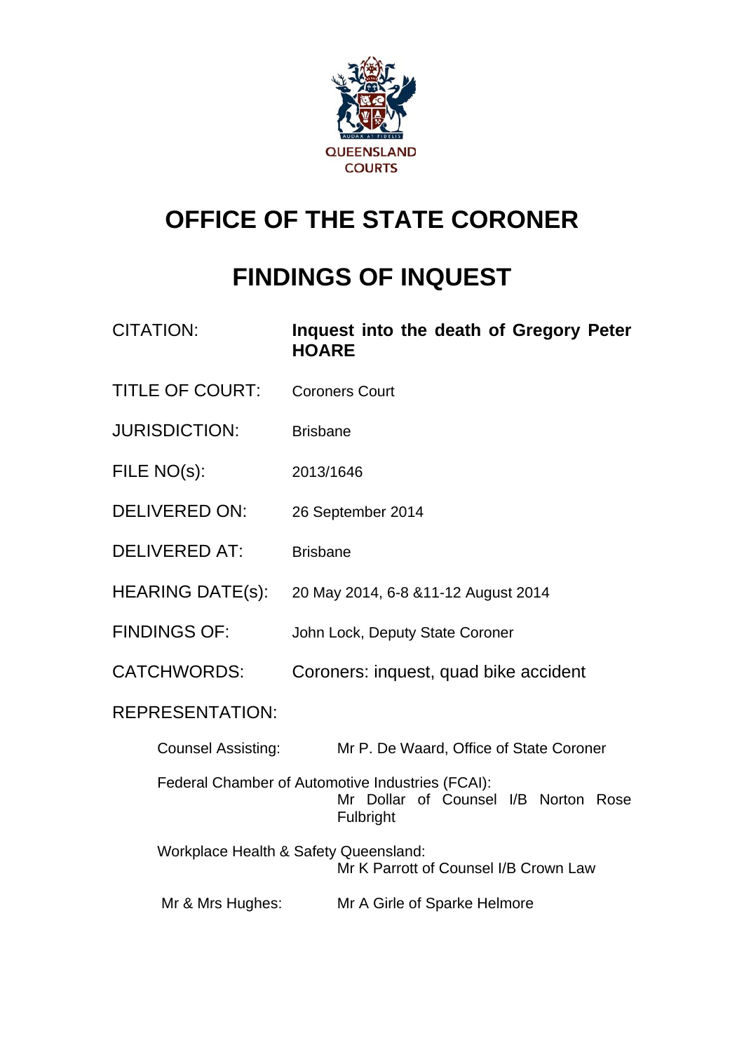QUEENSLAND COURTS

# OFFICE OF THE STATE CORONER

# FINDINGS OF INQUEST

| | |
|---|---|
| CITATION: | **Inquest into the death of Gregory Peter HOARE** |
| TITLE OF COURT: | Coroners Court |
| JURISDICTION: | Brisbane |
| FILE NO(s): | 2013/1646 |
| DELIVERED ON: | 26 September 2014 |
| DELIVERED AT: | Brisbane |
| HEARING DATE(s): | 20 May 2014, 6-8 &11-12 August 2014 |
| FINDINGS OF: | John Lock, Deputy State Coroner |
| CATCHWORDS: | Coroners: inquest, quad bike accident |

REPRESENTATION:

| | |
|---|---|
| Counsel Assisting: | Mr P. De Waard, Office of State Coroner |
| Federal Chamber of Automotive Industries (FCAI): | Mr Dollar of Counsel I/B Norton Rose Fulbright |
| Workplace Health & Safety Queensland: | Mr K Parrott of Counsel I/B Crown Law |
| Mr & Mrs Hughes: | Mr A Girle of Sparke Helmore |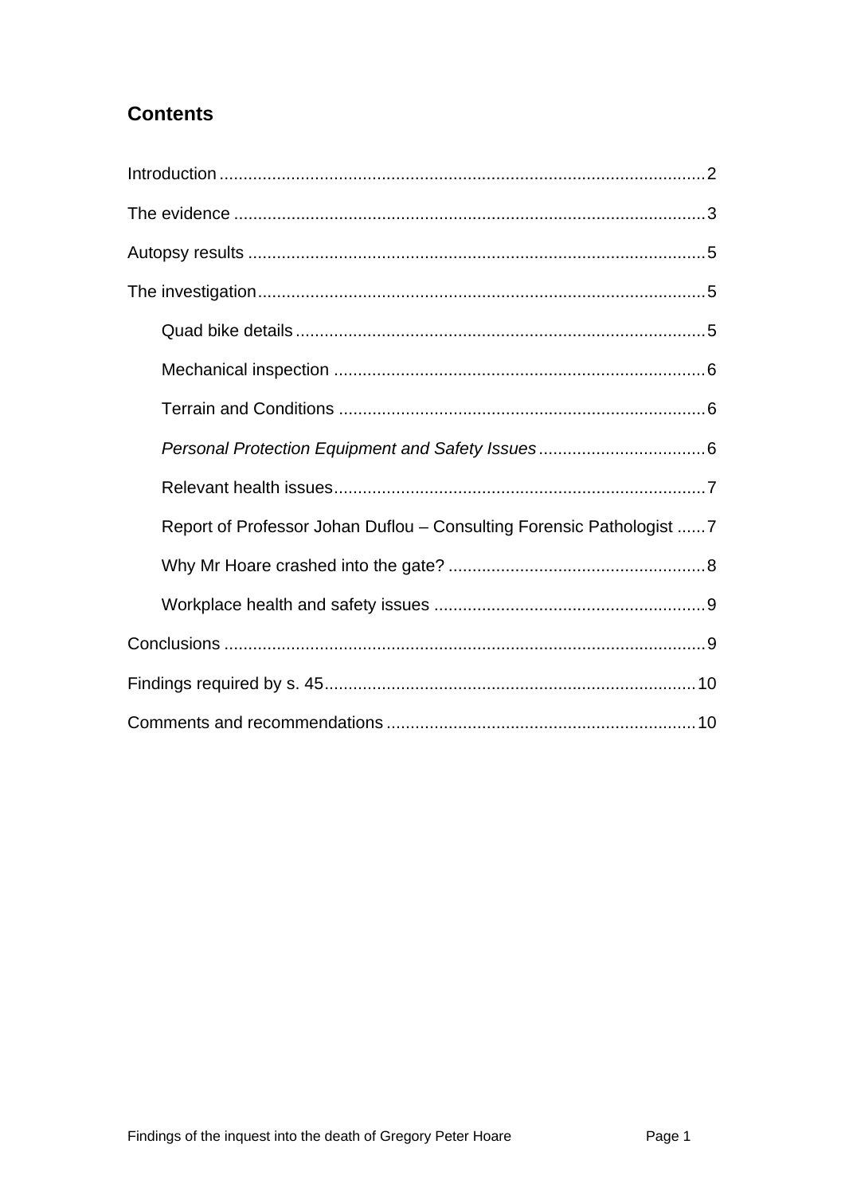## Contents

Introduction .................................................................................................. 2

The evidence .................................................................................................. 3

Autopsy results .............................................................................................. 5

The investigation ............................................................................................ 5

- Quad bike details ..................................................................................... 5
- Mechanical inspection ............................................................................. 6
- Terrain and Conditions ............................................................................ 6
- *Personal Protection Equipment and Safety Issues* ................................... 6
- Relevant health issues ............................................................................. 7
- Report of Professor Johan Duflou – Consulting Forensic Pathologist ...... 7
- Why Mr Hoare crashed into the gate? ...................................................... 8
- Workplace health and safety issues ......................................................... 9

Conclusions .................................................................................................... 9

Findings required by s. 45 ............................................................................. 10

Comments and recommendations ................................................................ 10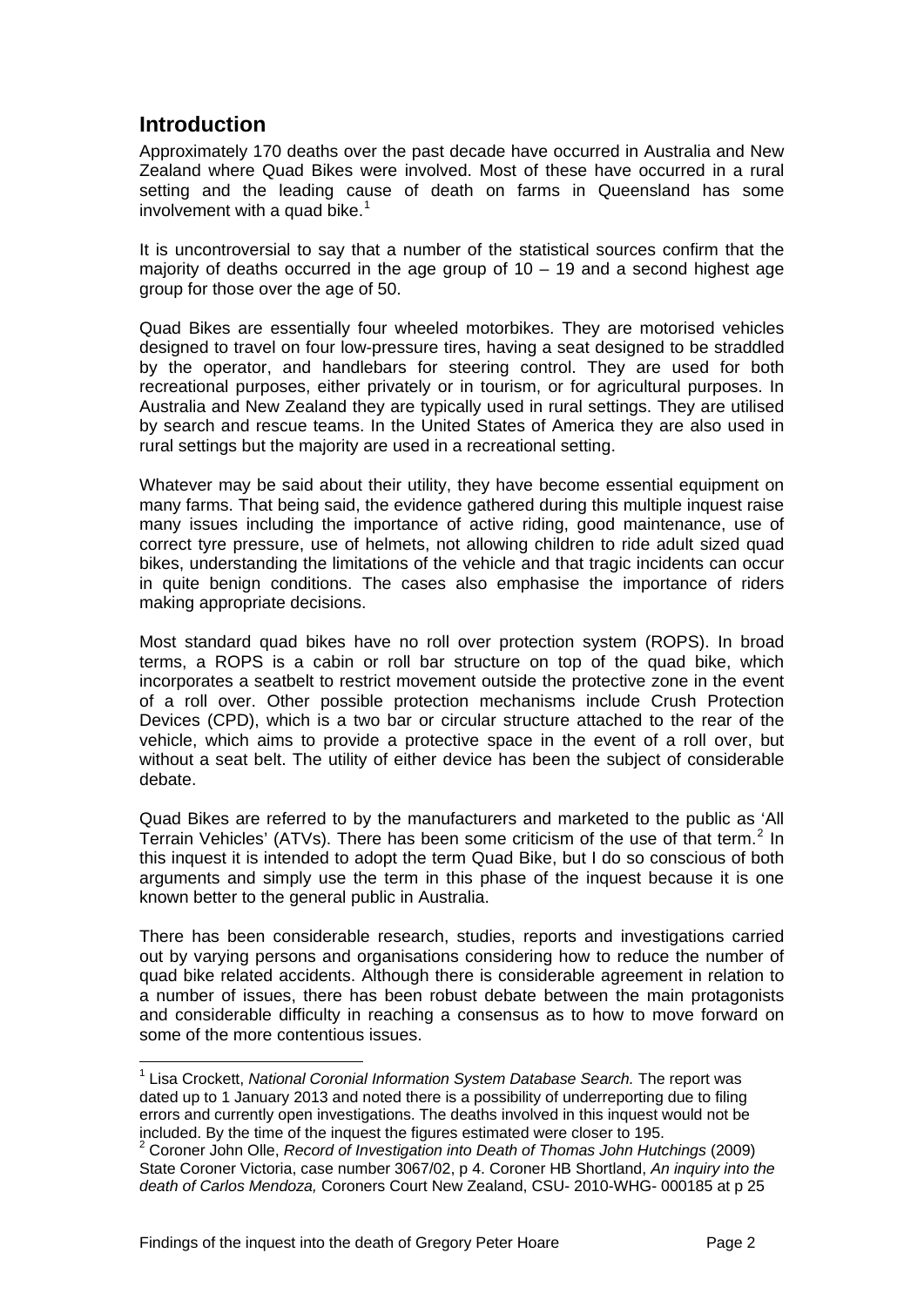## Introduction

Approximately 170 deaths over the past decade have occurred in Australia and New Zealand where Quad Bikes were involved. Most of these have occurred in a rural setting and the leading cause of death on farms in Queensland has some involvement with a quad bike.[1]

It is uncontroversial to say that a number of the statistical sources confirm that the majority of deaths occurred in the age group of 10 – 19 and a second highest age group for those over the age of 50.

Quad Bikes are essentially four wheeled motorbikes. They are motorised vehicles designed to travel on four low-pressure tires, having a seat designed to be straddled by the operator, and handlebars for steering control. They are used for both recreational purposes, either privately or in tourism, or for agricultural purposes. In Australia and New Zealand they are typically used in rural settings. They are utilised by search and rescue teams. In the United States of America they are also used in rural settings but the majority are used in a recreational setting.

Whatever may be said about their utility, they have become essential equipment on many farms. That being said, the evidence gathered during this multiple inquest raise many issues including the importance of active riding, good maintenance, use of correct tyre pressure, use of helmets, not allowing children to ride adult sized quad bikes, understanding the limitations of the vehicle and that tragic incidents can occur in quite benign conditions. The cases also emphasise the importance of riders making appropriate decisions.

Most standard quad bikes have no roll over protection system (ROPS). In broad terms, a ROPS is a cabin or roll bar structure on top of the quad bike, which incorporates a seatbelt to restrict movement outside the protective zone in the event of a roll over. Other possible protection mechanisms include Crush Protection Devices (CPD), which is a two bar or circular structure attached to the rear of the vehicle, which aims to provide a protective space in the event of a roll over, but without a seat belt. The utility of either device has been the subject of considerable debate.

Quad Bikes are referred to by the manufacturers and marketed to the public as 'All Terrain Vehicles' (ATVs). There has been some criticism of the use of that term.[2] In this inquest it is intended to adopt the term Quad Bike, but I do so conscious of both arguments and simply use the term in this phase of the inquest because it is one known better to the general public in Australia.

There has been considerable research, studies, reports and investigations carried out by varying persons and organisations considering how to reduce the number of quad bike related accidents. Although there is considerable agreement in relation to a number of issues, there has been robust debate between the main protagonists and considerable difficulty in reaching a consensus as to how to move forward on some of the more contentious issues.

---

[1] Lisa Crockett, *National Coronial Information System Database Search.* The report was dated up to 1 January 2013 and noted there is a possibility of underreporting due to filing errors and currently open investigations. The deaths involved in this inquest would not be included. By the time of the inquest the figures estimated were closer to 195.

[2] Coroner John Olle, *Record of Investigation into Death of Thomas John Hutchings* (2009) State Coroner Victoria, case number 3067/02, p 4. Coroner HB Shortland, *An inquiry into the death of Carlos Mendoza,* Coroners Court New Zealand, CSU- 2010-WHG- 000185 at p 25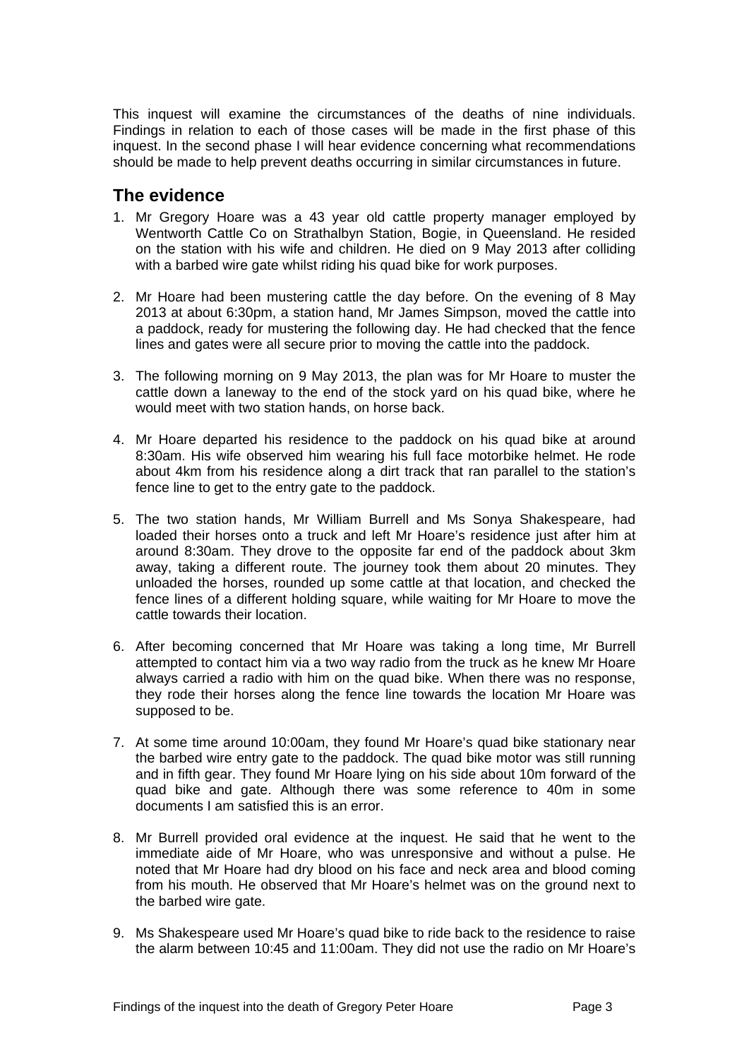This inquest will examine the circumstances of the deaths of nine individuals. Findings in relation to each of those cases will be made in the first phase of this inquest. In the second phase I will hear evidence concerning what recommendations should be made to help prevent deaths occurring in similar circumstances in future.

## The evidence

1. Mr Gregory Hoare was a 43 year old cattle property manager employed by Wentworth Cattle Co on Strathalbyn Station, Bogie, in Queensland. He resided on the station with his wife and children. He died on 9 May 2013 after colliding with a barbed wire gate whilst riding his quad bike for work purposes.

2. Mr Hoare had been mustering cattle the day before. On the evening of 8 May 2013 at about 6:30pm, a station hand, Mr James Simpson, moved the cattle into a paddock, ready for mustering the following day. He had checked that the fence lines and gates were all secure prior to moving the cattle into the paddock.

3. The following morning on 9 May 2013, the plan was for Mr Hoare to muster the cattle down a laneway to the end of the stock yard on his quad bike, where he would meet with two station hands, on horse back.

4. Mr Hoare departed his residence to the paddock on his quad bike at around 8:30am. His wife observed him wearing his full face motorbike helmet. He rode about 4km from his residence along a dirt track that ran parallel to the station's fence line to get to the entry gate to the paddock.

5. The two station hands, Mr William Burrell and Ms Sonya Shakespeare, had loaded their horses onto a truck and left Mr Hoare's residence just after him at around 8:30am. They drove to the opposite far end of the paddock about 3km away, taking a different route. The journey took them about 20 minutes. They unloaded the horses, rounded up some cattle at that location, and checked the fence lines of a different holding square, while waiting for Mr Hoare to move the cattle towards their location.

6. After becoming concerned that Mr Hoare was taking a long time, Mr Burrell attempted to contact him via a two way radio from the truck as he knew Mr Hoare always carried a radio with him on the quad bike. When there was no response, they rode their horses along the fence line towards the location Mr Hoare was supposed to be.

7. At some time around 10:00am, they found Mr Hoare's quad bike stationary near the barbed wire entry gate to the paddock. The quad bike motor was still running and in fifth gear. They found Mr Hoare lying on his side about 10m forward of the quad bike and gate. Although there was some reference to 40m in some documents I am satisfied this is an error.

8. Mr Burrell provided oral evidence at the inquest. He said that he went to the immediate aide of Mr Hoare, who was unresponsive and without a pulse. He noted that Mr Hoare had dry blood on his face and neck area and blood coming from his mouth. He observed that Mr Hoare's helmet was on the ground next to the barbed wire gate.

9. Ms Shakespeare used Mr Hoare's quad bike to ride back to the residence to raise the alarm between 10:45 and 11:00am. They did not use the radio on Mr Hoare's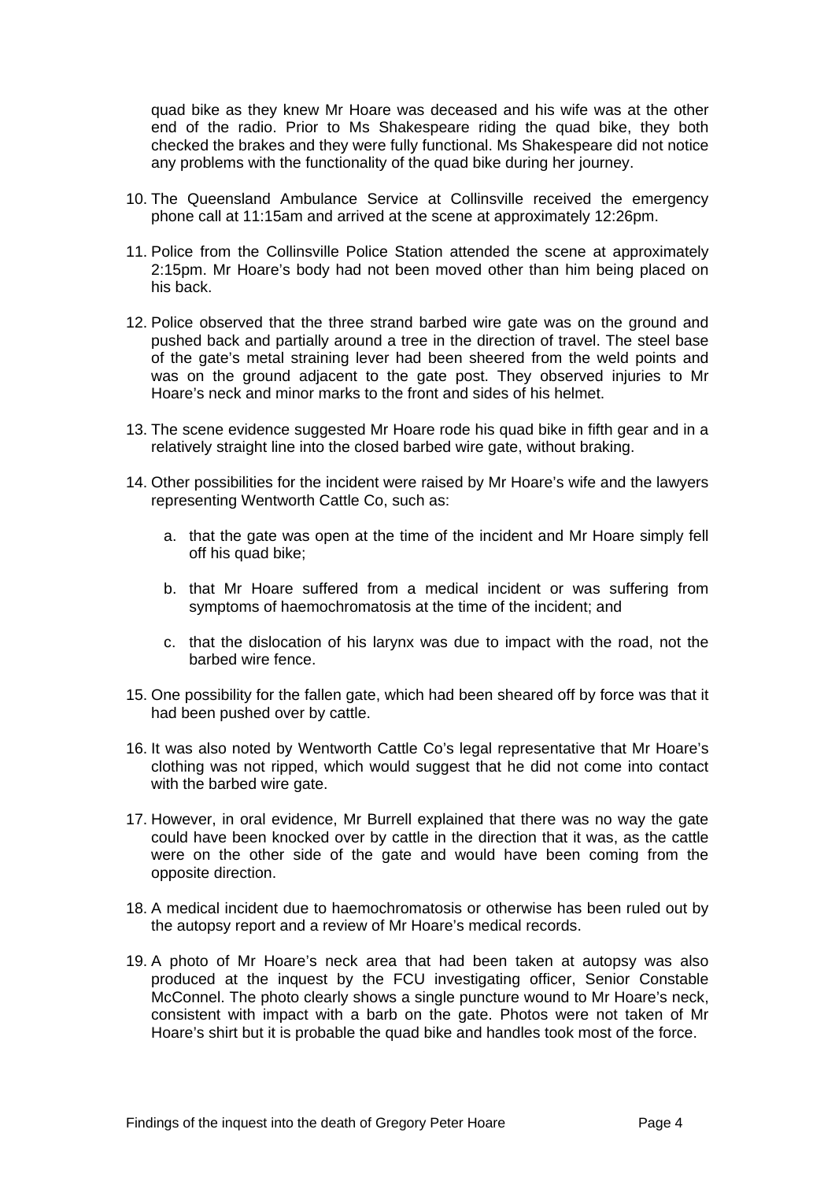quad bike as they knew Mr Hoare was deceased and his wife was at the other end of the radio. Prior to Ms Shakespeare riding the quad bike, they both checked the brakes and they were fully functional. Ms Shakespeare did not notice any problems with the functionality of the quad bike during her journey.

10. The Queensland Ambulance Service at Collinsville received the emergency phone call at 11:15am and arrived at the scene at approximately 12:26pm.

11. Police from the Collinsville Police Station attended the scene at approximately 2:15pm. Mr Hoare's body had not been moved other than him being placed on his back.

12. Police observed that the three strand barbed wire gate was on the ground and pushed back and partially around a tree in the direction of travel. The steel base of the gate's metal straining lever had been sheered from the weld points and was on the ground adjacent to the gate post. They observed injuries to Mr Hoare's neck and minor marks to the front and sides of his helmet.

13. The scene evidence suggested Mr Hoare rode his quad bike in fifth gear and in a relatively straight line into the closed barbed wire gate, without braking.

14. Other possibilities for the incident were raised by Mr Hoare's wife and the lawyers representing Wentworth Cattle Co, such as:

    a. that the gate was open at the time of the incident and Mr Hoare simply fell off his quad bike;

    b. that Mr Hoare suffered from a medical incident or was suffering from symptoms of haemochromatosis at the time of the incident; and

    c. that the dislocation of his larynx was due to impact with the road, not the barbed wire fence.

15. One possibility for the fallen gate, which had been sheared off by force was that it had been pushed over by cattle.

16. It was also noted by Wentworth Cattle Co's legal representative that Mr Hoare's clothing was not ripped, which would suggest that he did not come into contact with the barbed wire gate.

17. However, in oral evidence, Mr Burrell explained that there was no way the gate could have been knocked over by cattle in the direction that it was, as the cattle were on the other side of the gate and would have been coming from the opposite direction.

18. A medical incident due to haemochromatosis or otherwise has been ruled out by the autopsy report and a review of Mr Hoare's medical records.

19. A photo of Mr Hoare's neck area that had been taken at autopsy was also produced at the inquest by the FCU investigating officer, Senior Constable McConnel. The photo clearly shows a single puncture wound to Mr Hoare's neck, consistent with impact with a barb on the gate. Photos were not taken of Mr Hoare's shirt but it is probable the quad bike and handles took most of the force.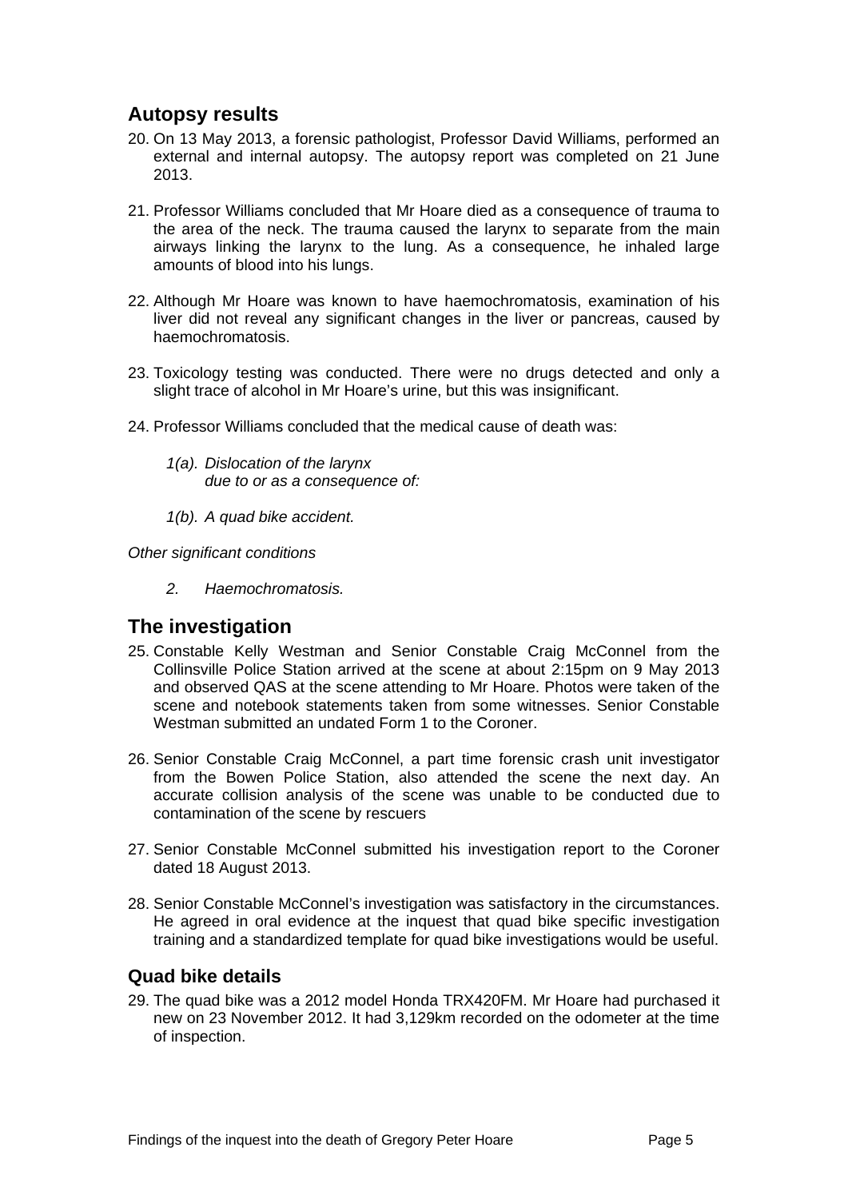## Autopsy results

20. On 13 May 2013, a forensic pathologist, Professor David Williams, performed an external and internal autopsy. The autopsy report was completed on 21 June 2013.

21. Professor Williams concluded that Mr Hoare died as a consequence of trauma to the area of the neck. The trauma caused the larynx to separate from the main airways linking the larynx to the lung. As a consequence, he inhaled large amounts of blood into his lungs.

22. Although Mr Hoare was known to have haemochromatosis, examination of his liver did not reveal any significant changes in the liver or pancreas, caused by haemochromatosis.

23. Toxicology testing was conducted. There were no drugs detected and only a slight trace of alcohol in Mr Hoare's urine, but this was insignificant.

24. Professor Williams concluded that the medical cause of death was:

    *1(a). Dislocation of the larynx*
    *due to or as a consequence of:*

    *1(b). A quad bike accident.*

*Other significant conditions*

  *2. Haemochromatosis.*

## The investigation

25. Constable Kelly Westman and Senior Constable Craig McConnel from the Collinsville Police Station arrived at the scene at about 2:15pm on 9 May 2013 and observed QAS at the scene attending to Mr Hoare. Photos were taken of the scene and notebook statements taken from some witnesses. Senior Constable Westman submitted an undated Form 1 to the Coroner.

26. Senior Constable Craig McConnel, a part time forensic crash unit investigator from the Bowen Police Station, also attended the scene the next day. An accurate collision analysis of the scene was unable to be conducted due to contamination of the scene by rescuers

27. Senior Constable McConnel submitted his investigation report to the Coroner dated 18 August 2013.

28. Senior Constable McConnel's investigation was satisfactory in the circumstances. He agreed in oral evidence at the inquest that quad bike specific investigation training and a standardized template for quad bike investigations would be useful.

### Quad bike details

29. The quad bike was a 2012 model Honda TRX420FM. Mr Hoare had purchased it new on 23 November 2012. It had 3,129km recorded on the odometer at the time of inspection.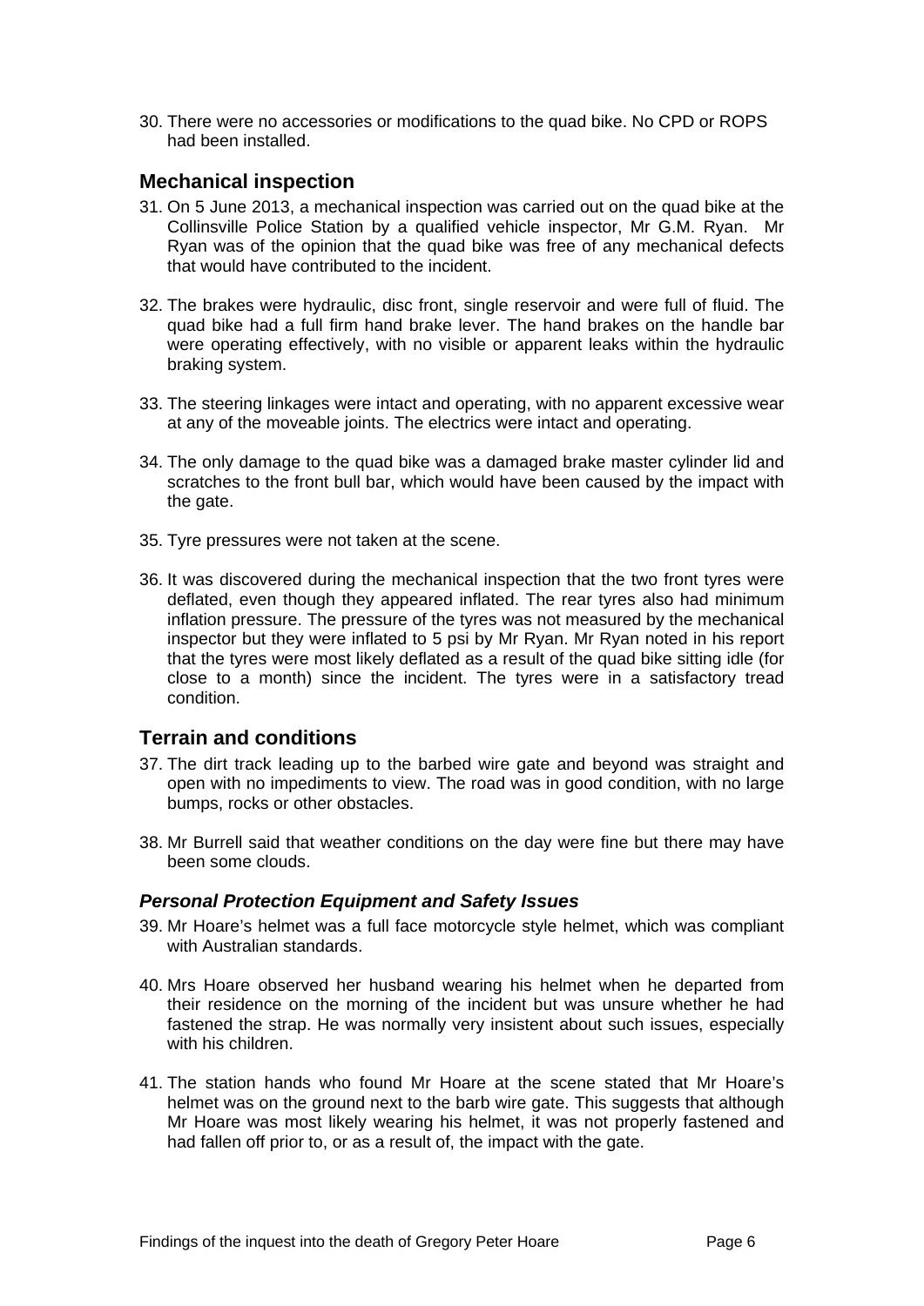30. There were no accessories or modifications to the quad bike. No CPD or ROPS had been installed.

## Mechanical inspection

31. On 5 June 2013, a mechanical inspection was carried out on the quad bike at the Collinsville Police Station by a qualified vehicle inspector, Mr G.M. Ryan. Mr Ryan was of the opinion that the quad bike was free of any mechanical defects that would have contributed to the incident.

32. The brakes were hydraulic, disc front, single reservoir and were full of fluid. The quad bike had a full firm hand brake lever. The hand brakes on the handle bar were operating effectively, with no visible or apparent leaks within the hydraulic braking system.

33. The steering linkages were intact and operating, with no apparent excessive wear at any of the moveable joints. The electrics were intact and operating.

34. The only damage to the quad bike was a damaged brake master cylinder lid and scratches to the front bull bar, which would have been caused by the impact with the gate.

35. Tyre pressures were not taken at the scene.

36. It was discovered during the mechanical inspection that the two front tyres were deflated, even though they appeared inflated. The rear tyres also had minimum inflation pressure. The pressure of the tyres was not measured by the mechanical inspector but they were inflated to 5 psi by Mr Ryan. Mr Ryan noted in his report that the tyres were most likely deflated as a result of the quad bike sitting idle (for close to a month) since the incident. The tyres were in a satisfactory tread condition.

## Terrain and conditions

37. The dirt track leading up to the barbed wire gate and beyond was straight and open with no impediments to view. The road was in good condition, with no large bumps, rocks or other obstacles.

38. Mr Burrell said that weather conditions on the day were fine but there may have been some clouds.

### *Personal Protection Equipment and Safety Issues*

39. Mr Hoare's helmet was a full face motorcycle style helmet, which was compliant with Australian standards.

40. Mrs Hoare observed her husband wearing his helmet when he departed from their residence on the morning of the incident but was unsure whether he had fastened the strap. He was normally very insistent about such issues, especially with his children.

41. The station hands who found Mr Hoare at the scene stated that Mr Hoare's helmet was on the ground next to the barb wire gate. This suggests that although Mr Hoare was most likely wearing his helmet, it was not properly fastened and had fallen off prior to, or as a result of, the impact with the gate.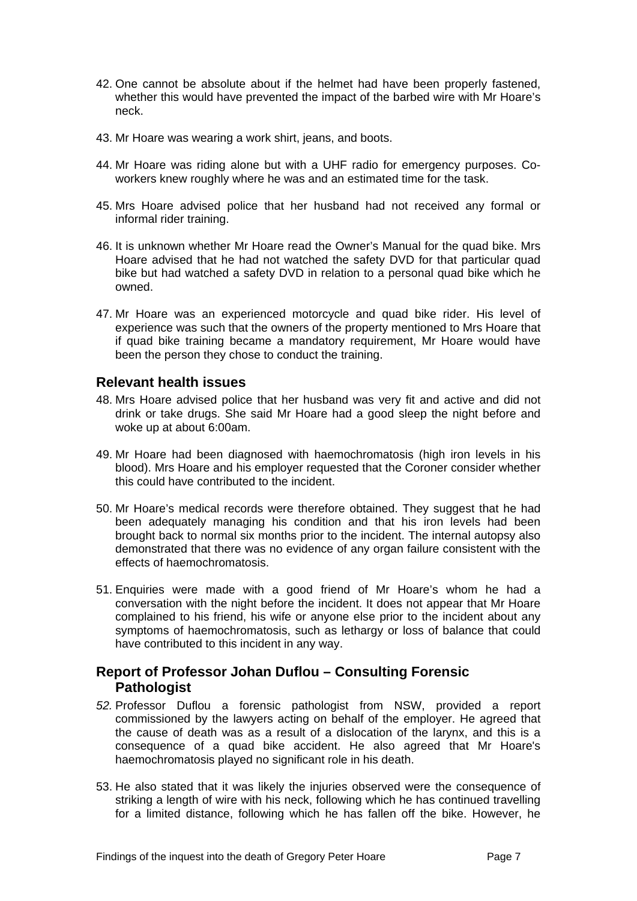42. One cannot be absolute about if the helmet had have been properly fastened, whether this would have prevented the impact of the barbed wire with Mr Hoare's neck.

43. Mr Hoare was wearing a work shirt, jeans, and boots.

44. Mr Hoare was riding alone but with a UHF radio for emergency purposes. Co-workers knew roughly where he was and an estimated time for the task.

45. Mrs Hoare advised police that her husband had not received any formal or informal rider training.

46. It is unknown whether Mr Hoare read the Owner's Manual for the quad bike. Mrs Hoare advised that he had not watched the safety DVD for that particular quad bike but had watched a safety DVD in relation to a personal quad bike which he owned.

47. Mr Hoare was an experienced motorcycle and quad bike rider. His level of experience was such that the owners of the property mentioned to Mrs Hoare that if quad bike training became a mandatory requirement, Mr Hoare would have been the person they chose to conduct the training.

## Relevant health issues

48. Mrs Hoare advised police that her husband was very fit and active and did not drink or take drugs. She said Mr Hoare had a good sleep the night before and woke up at about 6:00am.

49. Mr Hoare had been diagnosed with haemochromatosis (high iron levels in his blood). Mrs Hoare and his employer requested that the Coroner consider whether this could have contributed to the incident.

50. Mr Hoare's medical records were therefore obtained. They suggest that he had been adequately managing his condition and that his iron levels had been brought back to normal six months prior to the incident. The internal autopsy also demonstrated that there was no evidence of any organ failure consistent with the effects of haemochromatosis.

51. Enquiries were made with a good friend of Mr Hoare's whom he had a conversation with the night before the incident. It does not appear that Mr Hoare complained to his friend, his wife or anyone else prior to the incident about any symptoms of haemochromatosis, such as lethargy or loss of balance that could have contributed to this incident in any way.

## Report of Professor Johan Duflou – Consulting Forensic Pathologist

52. Professor Duflou a forensic pathologist from NSW, provided a report commissioned by the lawyers acting on behalf of the employer. He agreed that the cause of death was as a result of a dislocation of the larynx, and this is a consequence of a quad bike accident. He also agreed that Mr Hoare's haemochromatosis played no significant role in his death.

53. He also stated that it was likely the injuries observed were the consequence of striking a length of wire with his neck, following which he has continued travelling for a limited distance, following which he has fallen off the bike. However, he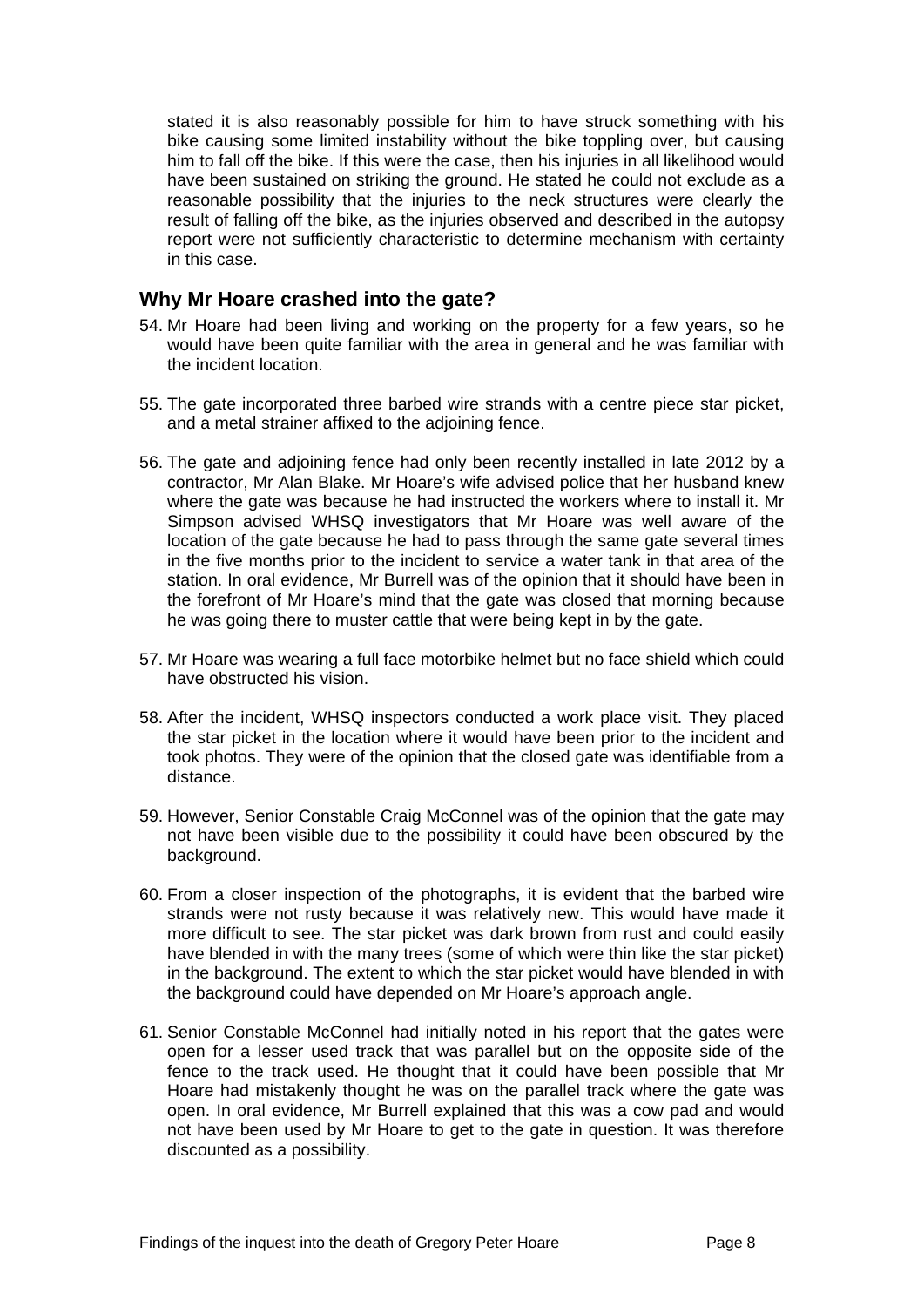stated it is also reasonably possible for him to have struck something with his bike causing some limited instability without the bike toppling over, but causing him to fall off the bike. If this were the case, then his injuries in all likelihood would have been sustained on striking the ground. He stated he could not exclude as a reasonable possibility that the injuries to the neck structures were clearly the result of falling off the bike, as the injuries observed and described in the autopsy report were not sufficiently characteristic to determine mechanism with certainty in this case.

## Why Mr Hoare crashed into the gate?

54. Mr Hoare had been living and working on the property for a few years, so he would have been quite familiar with the area in general and he was familiar with the incident location.

55. The gate incorporated three barbed wire strands with a centre piece star picket, and a metal strainer affixed to the adjoining fence.

56. The gate and adjoining fence had only been recently installed in late 2012 by a contractor, Mr Alan Blake. Mr Hoare's wife advised police that her husband knew where the gate was because he had instructed the workers where to install it. Mr Simpson advised WHSQ investigators that Mr Hoare was well aware of the location of the gate because he had to pass through the same gate several times in the five months prior to the incident to service a water tank in that area of the station. In oral evidence, Mr Burrell was of the opinion that it should have been in the forefront of Mr Hoare's mind that the gate was closed that morning because he was going there to muster cattle that were being kept in by the gate.

57. Mr Hoare was wearing a full face motorbike helmet but no face shield which could have obstructed his vision.

58. After the incident, WHSQ inspectors conducted a work place visit. They placed the star picket in the location where it would have been prior to the incident and took photos. They were of the opinion that the closed gate was identifiable from a distance.

59. However, Senior Constable Craig McConnel was of the opinion that the gate may not have been visible due to the possibility it could have been obscured by the background.

60. From a closer inspection of the photographs, it is evident that the barbed wire strands were not rusty because it was relatively new. This would have made it more difficult to see. The star picket was dark brown from rust and could easily have blended in with the many trees (some of which were thin like the star picket) in the background. The extent to which the star picket would have blended in with the background could have depended on Mr Hoare's approach angle.

61. Senior Constable McConnel had initially noted in his report that the gates were open for a lesser used track that was parallel but on the opposite side of the fence to the track used. He thought that it could have been possible that Mr Hoare had mistakenly thought he was on the parallel track where the gate was open. In oral evidence, Mr Burrell explained that this was a cow pad and would not have been used by Mr Hoare to get to the gate in question. It was therefore discounted as a possibility.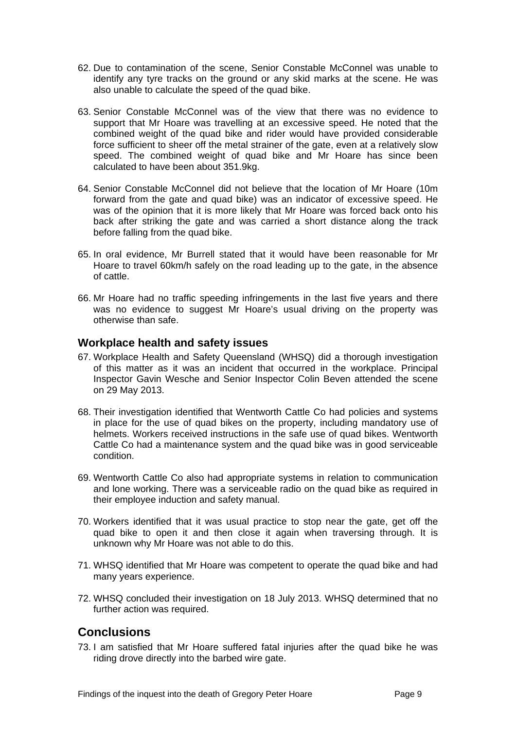62. Due to contamination of the scene, Senior Constable McConnel was unable to identify any tyre tracks on the ground or any skid marks at the scene. He was also unable to calculate the speed of the quad bike.

63. Senior Constable McConnel was of the view that there was no evidence to support that Mr Hoare was travelling at an excessive speed. He noted that the combined weight of the quad bike and rider would have provided considerable force sufficient to sheer off the metal strainer of the gate, even at a relatively slow speed. The combined weight of quad bike and Mr Hoare has since been calculated to have been about 351.9kg.

64. Senior Constable McConnel did not believe that the location of Mr Hoare (10m forward from the gate and quad bike) was an indicator of excessive speed. He was of the opinion that it is more likely that Mr Hoare was forced back onto his back after striking the gate and was carried a short distance along the track before falling from the quad bike.

65. In oral evidence, Mr Burrell stated that it would have been reasonable for Mr Hoare to travel 60km/h safely on the road leading up to the gate, in the absence of cattle.

66. Mr Hoare had no traffic speeding infringements in the last five years and there was no evidence to suggest Mr Hoare's usual driving on the property was otherwise than safe.

## Workplace health and safety issues

67. Workplace Health and Safety Queensland (WHSQ) did a thorough investigation of this matter as it was an incident that occurred in the workplace. Principal Inspector Gavin Wesche and Senior Inspector Colin Beven attended the scene on 29 May 2013.

68. Their investigation identified that Wentworth Cattle Co had policies and systems in place for the use of quad bikes on the property, including mandatory use of helmets. Workers received instructions in the safe use of quad bikes. Wentworth Cattle Co had a maintenance system and the quad bike was in good serviceable condition.

69. Wentworth Cattle Co also had appropriate systems in relation to communication and lone working. There was a serviceable radio on the quad bike as required in their employee induction and safety manual.

70. Workers identified that it was usual practice to stop near the gate, get off the quad bike to open it and then close it again when traversing through. It is unknown why Mr Hoare was not able to do this.

71. WHSQ identified that Mr Hoare was competent to operate the quad bike and had many years experience.

72. WHSQ concluded their investigation on 18 July 2013. WHSQ determined that no further action was required.

## Conclusions

73. I am satisfied that Mr Hoare suffered fatal injuries after the quad bike he was riding drove directly into the barbed wire gate.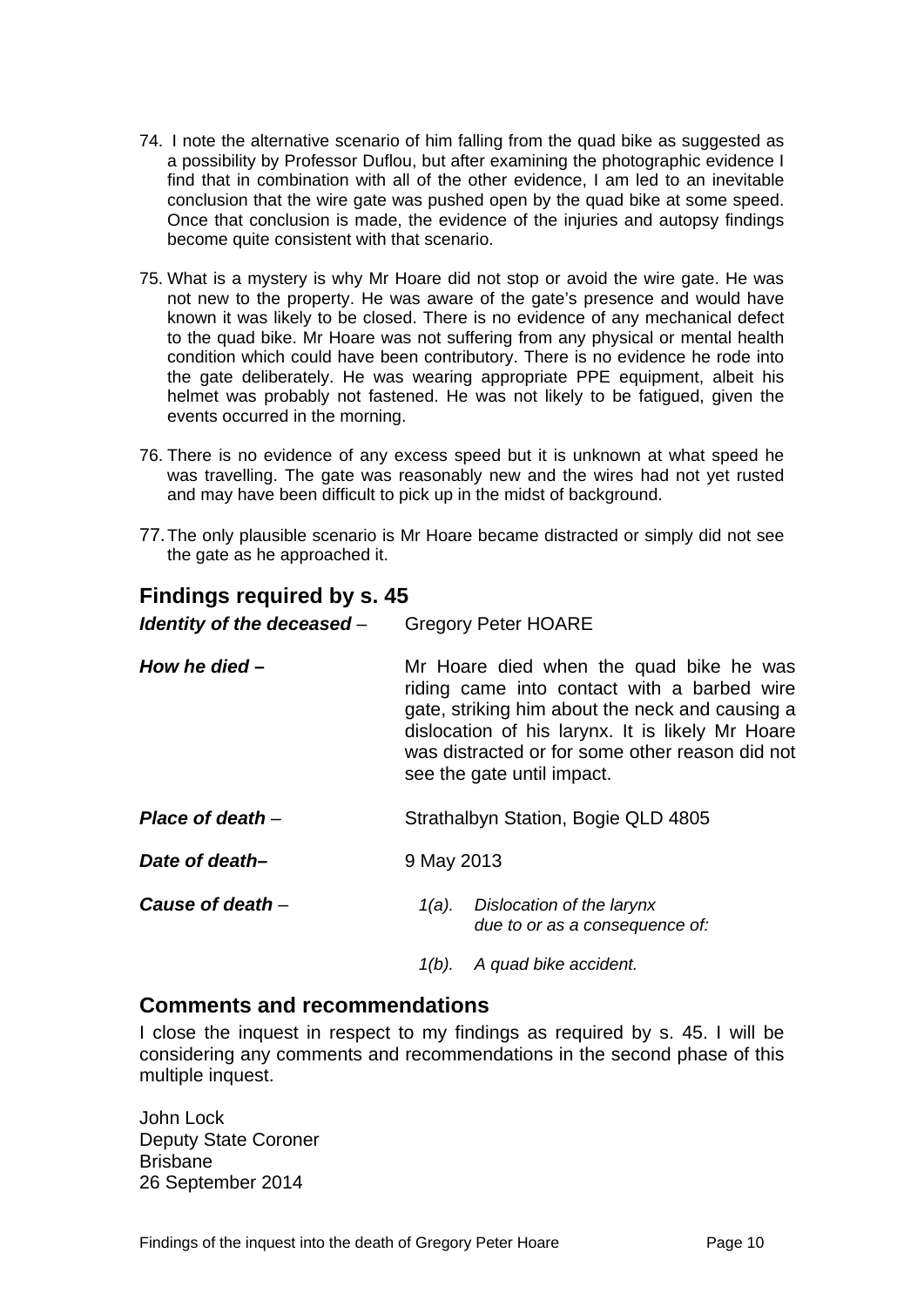74. I note the alternative scenario of him falling from the quad bike as suggested as a possibility by Professor Duflou, but after examining the photographic evidence I find that in combination with all of the other evidence, I am led to an inevitable conclusion that the wire gate was pushed open by the quad bike at some speed. Once that conclusion is made, the evidence of the injuries and autopsy findings become quite consistent with that scenario.

75. What is a mystery is why Mr Hoare did not stop or avoid the wire gate. He was not new to the property. He was aware of the gate's presence and would have known it was likely to be closed. There is no evidence of any mechanical defect to the quad bike. Mr Hoare was not suffering from any physical or mental health condition which could have been contributory. There is no evidence he rode into the gate deliberately. He was wearing appropriate PPE equipment, albeit his helmet was probably not fastened. He was not likely to be fatigued, given the events occurred in the morning.

76. There is no evidence of any excess speed but it is unknown at what speed he was travelling. The gate was reasonably new and the wires had not yet rusted and may have been difficult to pick up in the midst of background.

77. The only plausible scenario is Mr Hoare became distracted or simply did not see the gate as he approached it.

## Findings required by s. 45

***Identity of the deceased*** – Gregory Peter HOARE

***How he died –*** Mr Hoare died when the quad bike he was riding came into contact with a barbed wire gate, striking him about the neck and causing a dislocation of his larynx. It is likely Mr Hoare was distracted or for some other reason did not see the gate until impact.

***Place of death*** – Strathalbyn Station, Bogie QLD 4805

***Date of death–*** 9 May 2013

***Cause of death*** –

*1(a). Dislocation of the larynx due to or as a consequence of:*

*1(b). A quad bike accident.*

## Comments and recommendations

I close the inquest in respect to my findings as required by s. 45. I will be considering any comments and recommendations in the second phase of this multiple inquest.

John Lock
Deputy State Coroner
Brisbane
26 September 2014